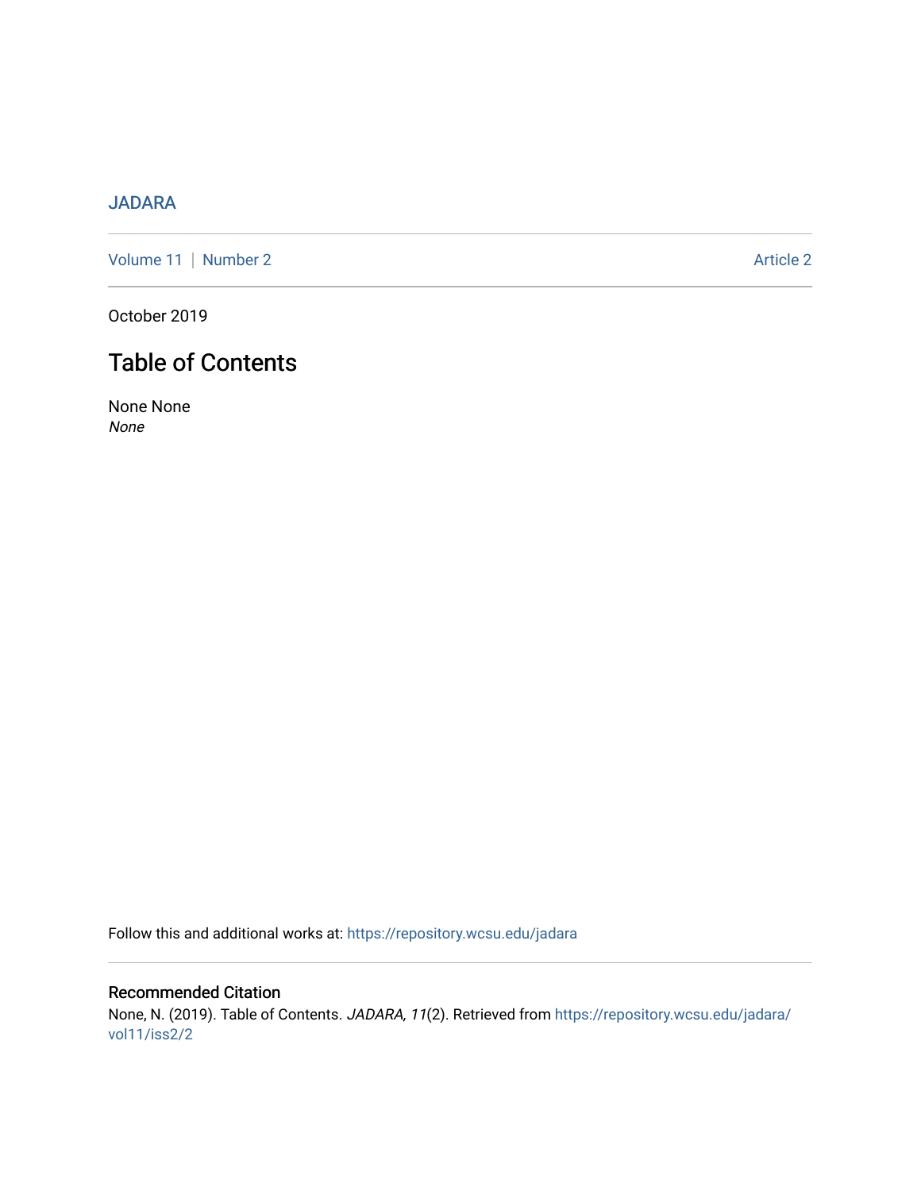JADARA

Volume 11 | Number 2 Article 2

October 2019

# Table of Contents

None None
*None*

Follow this and additional works at: https://repository.wcsu.edu/jadara

## Recommended Citation

None, N. (2019). Table of Contents. *JADARA, 11*(2). Retrieved from https://repository.wcsu.edu/jadara/vol11/iss2/2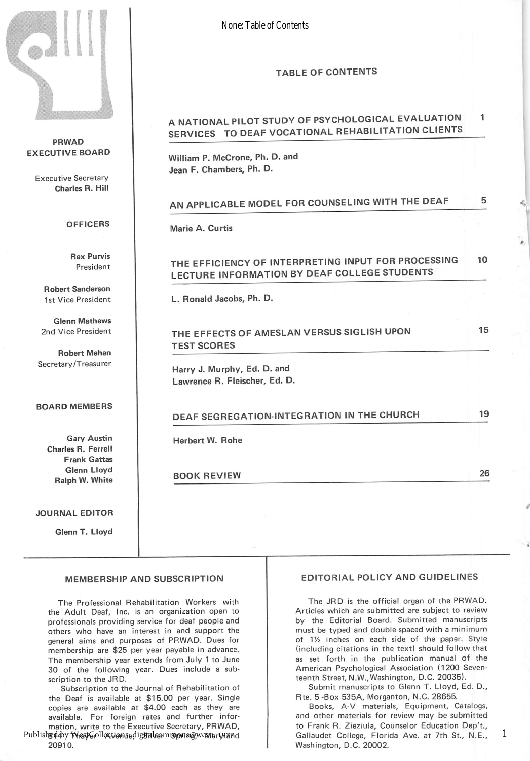None: Table of Contents

## TABLE OF CONTENTS

| | |
|---|---|
| **A NATIONAL PILOT STUDY OF PSYCHOLOGICAL EVALUATION SERVICES TO DEAF VOCATIONAL REHABILITATION CLIENTS** | 1 |
| William P. McCrone, Ph. D. and Jean F. Chambers, Ph. D. | |
| **AN APPLICABLE MODEL FOR COUNSELING WITH THE DEAF** | 5 |
| Marie A. Curtis | |
| **THE EFFICIENCY OF INTERPRETING INPUT FOR PROCESSING LECTURE INFORMATION BY DEAF COLLEGE STUDENTS** | 10 |
| L. Ronald Jacobs, Ph. D. | |
| **THE EFFECTS OF AMESLAN VERSUS SIGLISH UPON TEST SCORES** | 15 |
| Harry J. Murphy, Ed. D. and Lawrence R. Fleischer, Ed. D. | |
| **DEAF SEGREGATION-INTEGRATION IN THE CHURCH** | 19 |
| Herbert W. Rohe | |
| **BOOK REVIEW** | 26 |

### PRWAD EXECUTIVE BOARD

Executive Secretary
**Charles R. Hill**

#### OFFICERS

**Rex Purvis**
President

**Robert Sanderson**
1st Vice President

**Glenn Mathews**
2nd Vice President

**Robert Mehan**
Secretary/Treasurer

#### BOARD MEMBERS

**Gary Austin**
**Charles R. Ferrell**
**Frank Gattas**
**Glenn Lloyd**
**Ralph W. White**

#### JOURNAL EDITOR

**Glenn T. Lloyd**

### MEMBERSHIP AND SUBSCRIPTION

The Professional Rehabilitation Workers with the Adult Deaf, Inc. is an organization open to professionals providing service for deaf people and others who have an interest in and support the general aims and purposes of PRWAD. Dues for membership are $25 per year payable in advance. The membership year extends from July 1 to June 30 of the following year. Dues include a subscription to the JRD.

Subscription to the Journal of Rehabilitation of the Deaf is available at $15.00 per year. Single copies are available at $4.00 each as they are available. For foreign rates and further information, write to the Executive Secretary, PRWAD, 814 Thayer Avenue, Silver Spring, Maryland 20910.

### EDITORIAL POLICY AND GUIDELINES

The JRD is the official organ of the PRWAD. Articles which are submitted are subject to review by the Editorial Board. Submitted manuscripts must be typed and double spaced with a minimum of 1½ inches on each side of the paper. Style (including citations in the text) should follow that as set forth in the publication manual of the American Psychological Association (1200 Seventeenth Street, N.W., Washington, D.C. 20035).

Submit manuscripts to Glenn T. Lloyd, Ed. D., Rte. 5 -Box 535A, Morganton, N.C. 28655.

Books, A-V materials, Equipment, Catalogs, and other materials for review may be submitted to Frank R. Zieziula, Counselor Education Dep't., Gallaudet College, Florida Ave. at 7th St., N.E., Washington, D.C. 20002.